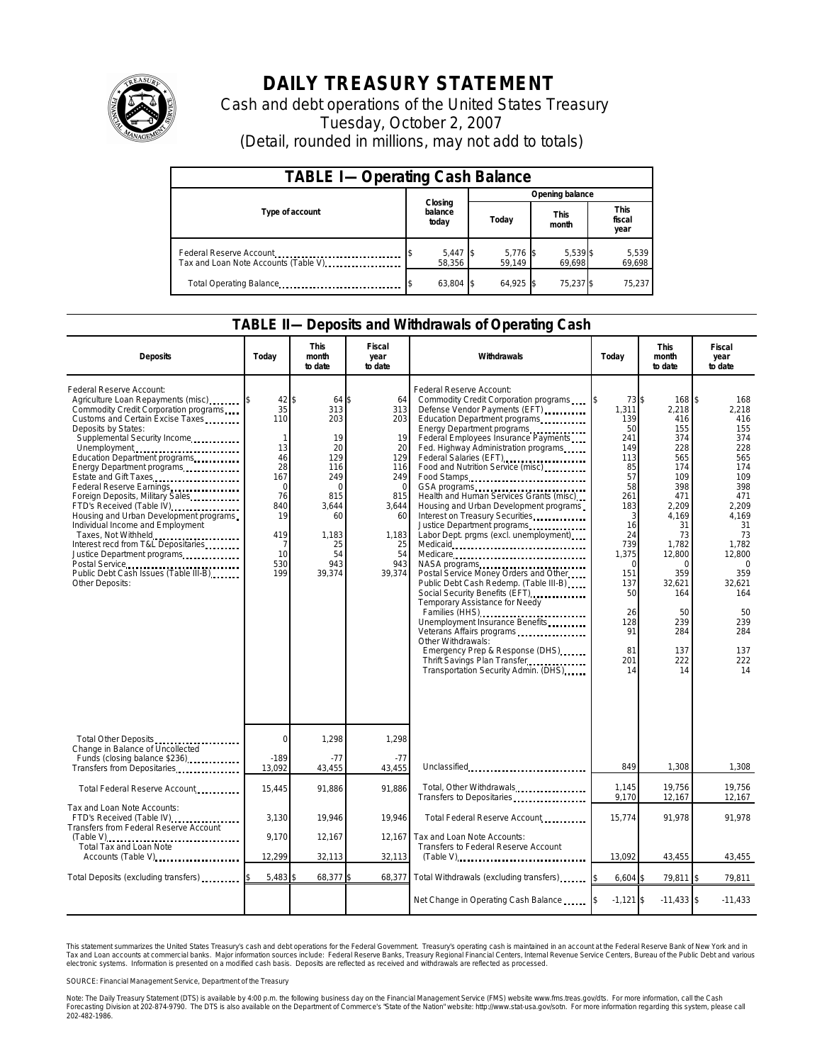# DAILY TREASURY STATEMENT

Cash and debt operations of the United States Treasury

Tuesday, October 2, 2007

(Detail, rounded in millions, may not add to totals)

| TABLE I—Operating Cash Balance | | | | |
|---|---|---|---|---|
| Type of account | Closing balance today | Opening balance | | |
| | | Today | This month | This fiscal year |
| Federal Reserve Account | $ 5,447 | $ 5,776 | $ 5,539 | $ 5,539 |
| Tax and Loan Note Accounts (Table V) | 58,356 | 59,149 | 69,698 | 69,698 |
| Total Operating Balance | $ 63,804 | $ 64,925 | $ 75,237 | $ 75,237 |

## TABLE II—Deposits and Withdrawals of Operating Cash

| Deposits | Today | This month to date | Fiscal year to date | Withdrawals | Today | This month to date | Fiscal year to date |
|---|---|---|---|---|---|---|---|
| Federal Reserve Account: | | | | Federal Reserve Account: | | | |
| Agriculture Loan Repayments (misc) | $ 42 | $ 64 | $ 64 | Commodity Credit Corporation programs | $ 73 | $ 168 | $ 168 |
| Commodity Credit Corporation programs | 35 | 313 | 313 | Defense Vendor Payments (EFT) | 1,311 | 2,218 | 2,218 |
| Customs and Certain Excise Taxes | 110 | 203 | 203 | Education Department programs | 139 | 416 | 416 |
| Deposits by States: | | | | Energy Department programs | 50 | 155 | 155 |
| Supplemental Security Income | 1 | 19 | 19 | Federal Employees Insurance Payments | 241 | 374 | 374 |
| Unemployment | 13 | 20 | 20 | Fed. Highway Administration programs | 149 | 228 | 228 |
| Education Department programs | 46 | 129 | 129 | Federal Salaries (EFT) | 113 | 565 | 565 |
| Energy Department programs | 28 | 116 | 116 | Food and Nutrition Service (misc) | 85 | 174 | 174 |
| Estate and Gift Taxes | 167 | 249 | 249 | Food Stamps | 57 | 109 | 109 |
| Federal Reserve Earnings | 0 | 0 | 0 | GSA programs | 58 | 398 | 398 |
| Foreign Deposits, Military Sales | 76 | 815 | 815 | Health and Human Services Grants (misc) | 261 | 471 | 471 |
| FTD's Received (Table IV) | 840 | 3,644 | 3,644 | Housing and Urban Development programs | 183 | 2,209 | 2,209 |
| Housing and Urban Development programs | 19 | 60 | 60 | Interest on Treasury Securities | 3 | 4,169 | 4,169 |
| Individual Income and Employment | | | | Justice Department programs | 16 | 31 | 31 |
| Taxes, Not Withheld | 419 | 1,183 | 1,183 | Labor Dept. prgms (excl. unemployment) | 24 | 73 | 73 |
| Interest recd from T&L Depositaries | 7 | 25 | 25 | Medicaid | 739 | 1,782 | 1,782 |
| Justice Department programs | 10 | 54 | 54 | Medicare | 1,375 | 12,800 | 12,800 |
| Postal Service | 530 | 943 | 943 | NASA programs | 0 | 0 | 0 |
| Public Debt Cash Issues (Table III-B) | 199 | 39,374 | 39,374 | Postal Service Money Orders and Other | 151 | 359 | 359 |
| Other Deposits: | | | | Public Debt Cash Redemp. (Table III-B) | 137 | 32,621 | 32,621 |
| | | | | Social Security Benefits (EFT) | 50 | 164 | 164 |
| | | | | Temporary Assistance for Needy Families (HHS) | 26 | 50 | 50 |
| | | | | Unemployment Insurance Benefits | 128 | 239 | 239 |
| | | | | Veterans Affairs programs | 91 | 284 | 284 |
| | | | | Other Withdrawals: | | | |
| | | | | Emergency Prep & Response (DHS) | 81 | 137 | 137 |
| | | | | Thrift Savings Plan Transfer | 201 | 222 | 222 |
| | | | | Transportation Security Admin. (DHS) | 14 | 14 | 14 |
| Total Other Deposits | 0 | 1,298 | 1,298 | | | | |
| Change in Balance of Uncollected Funds (closing balance $236) | -189 | -77 | -77 | | | | |
| Transfers from Depositaries | 13,092 | 43,455 | 43,455 | Unclassified | 849 | 1,308 | 1,308 |
| Total Federal Reserve Account | 15,445 | 91,886 | 91,886 | Total, Other Withdrawals | 1,145 | 19,756 | 19,756 |
| | | | | Transfers to Depositaries | 9,170 | 12,167 | 12,167 |
| Tax and Loan Note Accounts: | | | | Total Federal Reserve Account | 15,774 | 91,978 | 91,978 |
| FTD's Received (Table IV) | 3,130 | 19,946 | 19,946 | | | | |
| Transfers from Federal Reserve Account (Table V) | 9,170 | 12,167 | 12,167 | Tax and Loan Note Accounts: | | | |
| Total Tax and Loan Note Accounts (Table V) | 12,299 | 32,113 | 32,113 | Transfers to Federal Reserve Account (Table V) | 13,092 | 43,455 | 43,455 |
| Total Deposits (excluding transfers) | $ 5,483 | $ 68,377 | $ 68,377 | Total Withdrawals (excluding transfers) | $ 6,604 | $ 79,811 | $ 79,811 |
| | | | | Net Change in Operating Cash Balance | $ -1,121 | $ -11,433 | $ -11,433 |

This statement summarizes the United States Treasury's cash and debt operations for the Federal Government. Treasury's operating cash is maintained in an account at the Federal Reserve Bank of New York and in Tax and Loan accounts at commercial banks. Major information sources include: Federal Reserve Banks, Treasury Regional Financial Centers, Internal Revenue Service Centers, Bureau of the Public Debt and various electronic systems. Information is presented on a modified cash basis. Deposits are reflected as received and withdrawals are reflected as processed.

SOURCE: Financial Management Service, Department of the Treasury

Note: The Daily Treasury Statement (DTS) is available by 4:00 p.m. the following business day on the Financial Management Service (FMS) website www.fms.treas.gov/dts. For more information, call the Cash Forecasting Division at 202-874-9790. The DTS is also available on the Department of Commerce's "State of the Nation" website: http://www.stat-usa.gov/sotn. For more information regarding this system, please call 202-482-1986.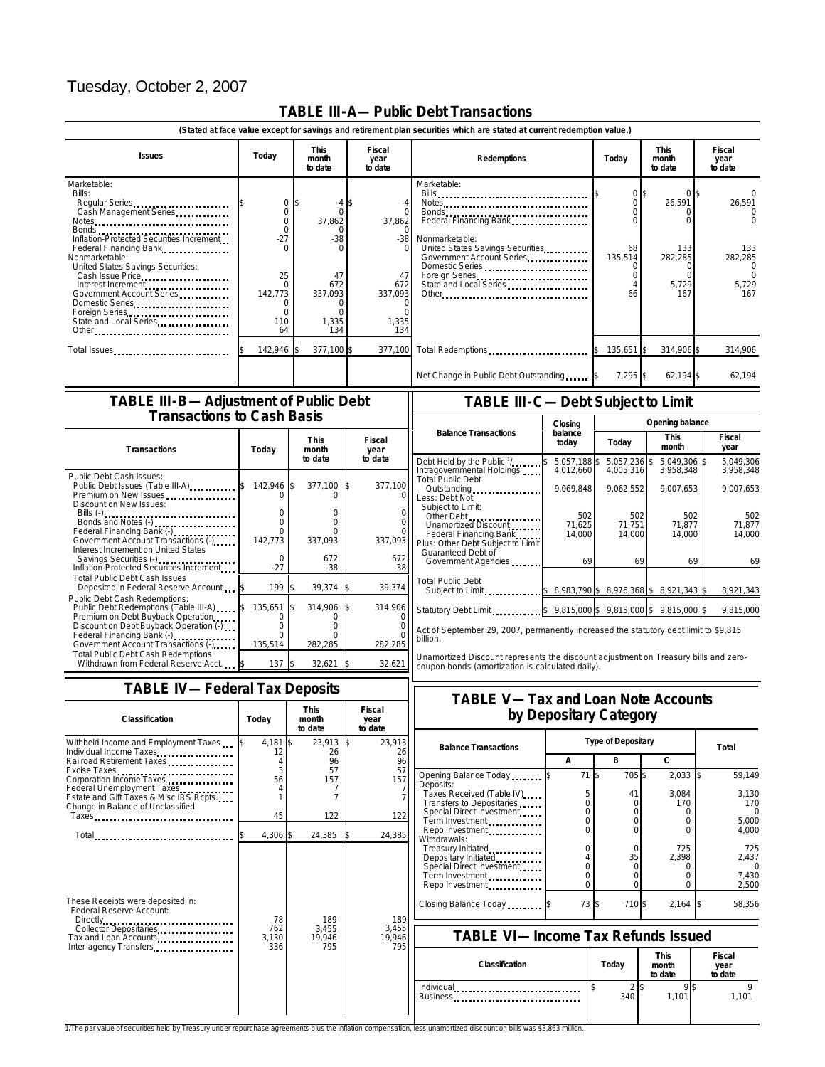Tuesday, October 2, 2007

## TABLE III-A— Public Debt Transactions

(Stated at face value except for savings and retirement plan securities which are stated at current redemption value.)

| Issues | Today | This month to date | Fiscal year to date |
|---|---|---|---|
| Marketable: | | | |
| Bills: | | | |
| Regular Series | $ 0 | $ -4 | $ -4 |
| Cash Management Series | 0 | 0 | 0 |
| Notes | 0 | 37,862 | 37,862 |
| Bonds | 0 | 0 | 0 |
| Inflation-Protected Securities Increment | -27 | -38 | -38 |
| Federal Financing Bank | 0 | 0 | 0 |
| Nonmarketable: | | | |
| United States Savings Securities: | | | |
| Cash Issue Price | 25 | 47 | 47 |
| Interest Increment | 0 | 672 | 672 |
| Government Account Series | 142,773 | 337,093 | 337,093 |
| Domestic Series | 0 | 0 | 0 |
| Foreign Series | 0 | 0 | 0 |
| State and Local Series | 110 | 1,335 | 1,335 |
| Other | 64 | 134 | 134 |
| Total Issues | $ 142,946 | $ 377,100 | $ 377,100 |

| Redemptions | Today | This month to date | Fiscal year to date |
|---|---|---|---|
| Marketable: | | | |
| Bills | $ 0 | $ 0 | $ 0 |
| Notes | 0 | 26,591 | 26,591 |
| Bonds | 0 | 0 | 0 |
| Federal Financing Bank | 0 | 0 | 0 |
| Nonmarketable: | | | |
| United States Savings Securities | 68 | 133 | 133 |
| Government Account Series | 135,514 | 282,285 | 282,285 |
| Domestic Series | 0 | 0 | 0 |
| Foreign Series | 0 | 0 | 0 |
| State and Local Series | 4 | 5,729 | 5,729 |
| Other | 66 | 167 | 167 |
| Total Redemptions | $ 135,651 | $ 314,906 | $ 314,906 |
| Net Change in Public Debt Outstanding | $ 7,295 | $ 62,194 | $ 62,194 |

## TABLE III-B— Adjustment of Public Debt Transactions to Cash Basis

| Transactions | Today | This month to date | Fiscal year to date |
|---|---|---|---|
| Public Debt Cash Issues: | | | |
| Public Debt Issues (Table III-A) | $ 142,946 | $ 377,100 | $ 377,100 |
| Premium on New Issues | 0 | 0 | 0 |
| Discount on New Issues: | | | |
| Bills (-) | 0 | 0 | 0 |
| Bonds and Notes (-) | 0 | 0 | 0 |
| Federal Financing Bank (-) | 0 | 0 | 0 |
| Government Account Transactions (-) | 142,773 | 337,093 | 337,093 |
| Interest Increment on United States Savings Securities (-) | 0 | 672 | 672 |
| Inflation-Protected Securities Increment | -27 | -38 | -38 |
| Total Public Debt Cash Issues Deposited in Federal Reserve Account | $ 199 | $ 39,374 | $ 39,374 |
| Public Debt Cash Redemptions: | | | |
| Public Debt Redemptions (Table III-A) | $ 135,651 | $ 314,906 | $ 314,906 |
| Premium on Debt Buyback Operation | 0 | 0 | 0 |
| Discount on Debt Buyback Operation (-) | 0 | 0 | 0 |
| Federal Financing Bank (-) | 0 | 0 | 0 |
| Government Account Transactions (-) | 135,514 | 282,285 | 282,285 |
| Total Public Debt Cash Redemptions Withdrawn from Federal Reserve Acct. | $ 137 | $ 32,621 | $ 32,621 |

## TABLE III-C— Debt Subject to Limit

| Balance Transactions | Closing balance today | Opening balance Today | Opening balance This month | Opening balance Fiscal year |
|---|---|---|---|---|
| Debt Held by the Public [1] | $ 5,057,188 | $ 5,057,236 | $ 5,049,306 | $ 5,049,306 |
| Intragovernmental Holdings | 4,012,660 | 4,005,316 | 3,958,348 | 3,958,348 |
| Total Public Debt Outstanding | 9,069,848 | 9,062,552 | 9,007,653 | 9,007,653 |
| Less: Debt Not Subject to Limit: | | | | |
| Other Debt | 502 | 502 | 502 | 502 |
| Unamortized Discount | 71,625 | 71,751 | 71,877 | 71,877 |
| Federal Financing Bank | 14,000 | 14,000 | 14,000 | 14,000 |
| Plus: Other Debt Subject to Limit Guaranteed Debt of Government Agencies | 69 | 69 | 69 | 69 |
| Total Public Debt Subject to Limit | $ 8,983,790 | $ 8,976,368 | $ 8,921,343 | $ 8,921,343 |
| Statutory Debt Limit | $ 9,815,000 | $ 9,815,000 | $ 9,815,000 | $ 9,815,000 |

Act of September 29, 2007, permanently increased the statutory debt limit to $9,815 billion.

Unamortized Discount represents the discount adjustment on Treasury bills and zero-coupon bonds (amortization is calculated daily).

## TABLE IV— Federal Tax Deposits

| Classification | Today | This month to date | Fiscal year to date |
|---|---|---|---|
| Withheld Income and Employment Taxes | $ 4,181 | $ 23,913 | $ 23,913 |
| Individual Income Taxes | 12 | 26 | 26 |
| Railroad Retirement Taxes | 4 | 96 | 96 |
| Excise Taxes | 3 | 57 | 57 |
| Corporation Income Taxes | 56 | 157 | 157 |
| Federal Unemployment Taxes | 4 | 7 | 7 |
| Estate and Gift Taxes & Misc IRS Rcpts. | 1 | 7 | 7 |
| Change in Balance of Unclassified Taxes | 45 | 122 | 122 |
| Total | $ 4,306 | $ 24,385 | $ 24,385 |
| These Receipts were deposited in: Federal Reserve Account: | | | |
| Directly | 78 | 189 | 189 |
| Collector Depositaries | 762 | 3,455 | 3,455 |
| Tax and Loan Accounts | 3,130 | 19,946 | 19,946 |
| Inter-agency Transfers | 336 | 795 | 795 |

## TABLE V— Tax and Loan Note Accounts by Depositary Category

| Balance Transactions | Type of Depositary A | Type of Depositary B | Type of Depositary C | Total |
|---|---|---|---|---|
| Opening Balance Today | $ 71 | $ 705 | $ 2,033 | $ 59,149 |
| Deposits: | | | | |
| Taxes Received (Table IV) | 5 | 41 | 3,084 | 3,130 |
| Transfers to Depositaries | 0 | 0 | 170 | 170 |
| Special Direct Investment | 0 | 0 | 0 | 0 |
| Term Investment | 0 | 0 | 0 | 5,000 |
| Repo Investment | 0 | 0 | 0 | 4,000 |
| Withdrawals: | | | | |
| Treasury Initiated | 0 | 0 | 725 | 725 |
| Depositary Initiated | 4 | 35 | 2,398 | 2,437 |
| Special Direct Investment | 0 | 0 | 0 | 0 |
| Term Investment | 0 | 0 | 0 | 7,430 |
| Repo Investment | 0 | 0 | 0 | 2,500 |
| Closing Balance Today | $ 73 | $ 710 | $ 2,164 | $ 58,356 |

## TABLE VI— Income Tax Refunds Issued

| Classification | Today | This month to date | Fiscal year to date |
|---|---|---|---|
| Individual | $ 2 | $ 9 | $ 9 |
| Business | 340 | 1,101 | 1,101 |

1/The par value of securities held by Treasury under repurchase agreements plus the inflation compensation, less unamortized discount on bills was $3,863 million.